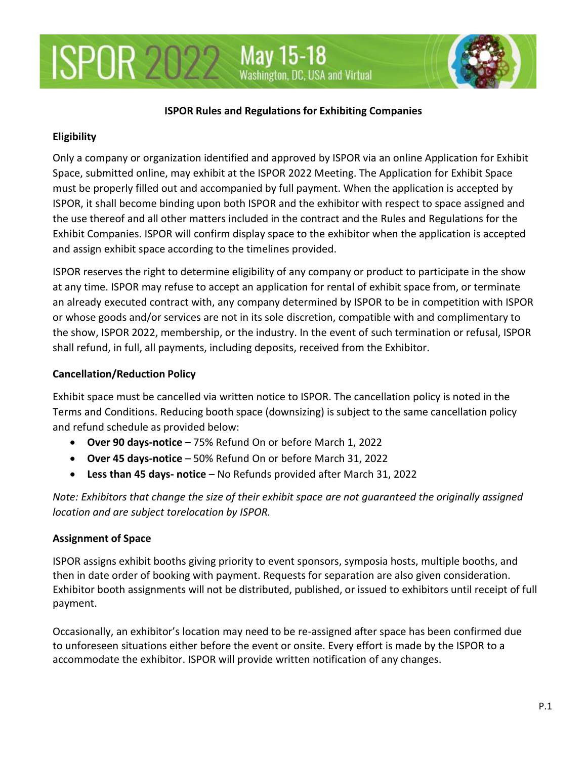# ISPOR 2022 May 15-18 Washington, DC, USA and Virtual

## ISPOR Rules and Regulations for Exhibiting Companies

### Eligibility

Only a company or organization identified and approved by ISPOR via an online Application for Exhibit Space, submitted online, may exhibit at the ISPOR 2022 Meeting. The Application for Exhibit Space must be properly filled out and accompanied by full payment. When the application is accepted by ISPOR, it shall become binding upon both ISPOR and the exhibitor with respect to space assigned and the use thereof and all other matters included in the contract and the Rules and Regulations for the Exhibit Companies. ISPOR will confirm display space to the exhibitor when the application is accepted and assign exhibit space according to the timelines provided.

ISPOR reserves the right to determine eligibility of any company or product to participate in the show at any time. ISPOR may refuse to accept an application for rental of exhibit space from, or terminate an already executed contract with, any company determined by ISPOR to be in competition with ISPOR or whose goods and/or services are not in its sole discretion, compatible with and complimentary to the show, ISPOR 2022, membership, or the industry. In the event of such termination or refusal, ISPOR shall refund, in full, all payments, including deposits, received from the Exhibitor.

### Cancellation/Reduction Policy

Exhibit space must be cancelled via written notice to ISPOR. The cancellation policy is noted in the Terms and Conditions. Reducing booth space (downsizing) is subject to the same cancellation policy and refund schedule as provided below:

- **Over 90 days-notice** – 75% Refund On or before March 1, 2022
- **Over 45 days-notice** – 50% Refund On or before March 31, 2022
- **Less than 45 days- notice** – No Refunds provided after March 31, 2022

*Note: Exhibitors that change the size of their exhibit space are not guaranteed the originally assigned location and are subject torelocation by ISPOR.*

### Assignment of Space

ISPOR assigns exhibit booths giving priority to event sponsors, symposia hosts, multiple booths, and then in date order of booking with payment. Requests for separation are also given consideration. Exhibitor booth assignments will not be distributed, published, or issued to exhibitors until receipt of full payment.

Occasionally, an exhibitor's location may need to be re-assigned after space has been confirmed due to unforeseen situations either before the event or onsite. Every effort is made by the ISPOR to a accommodate the exhibitor. ISPOR will provide written notification of any changes.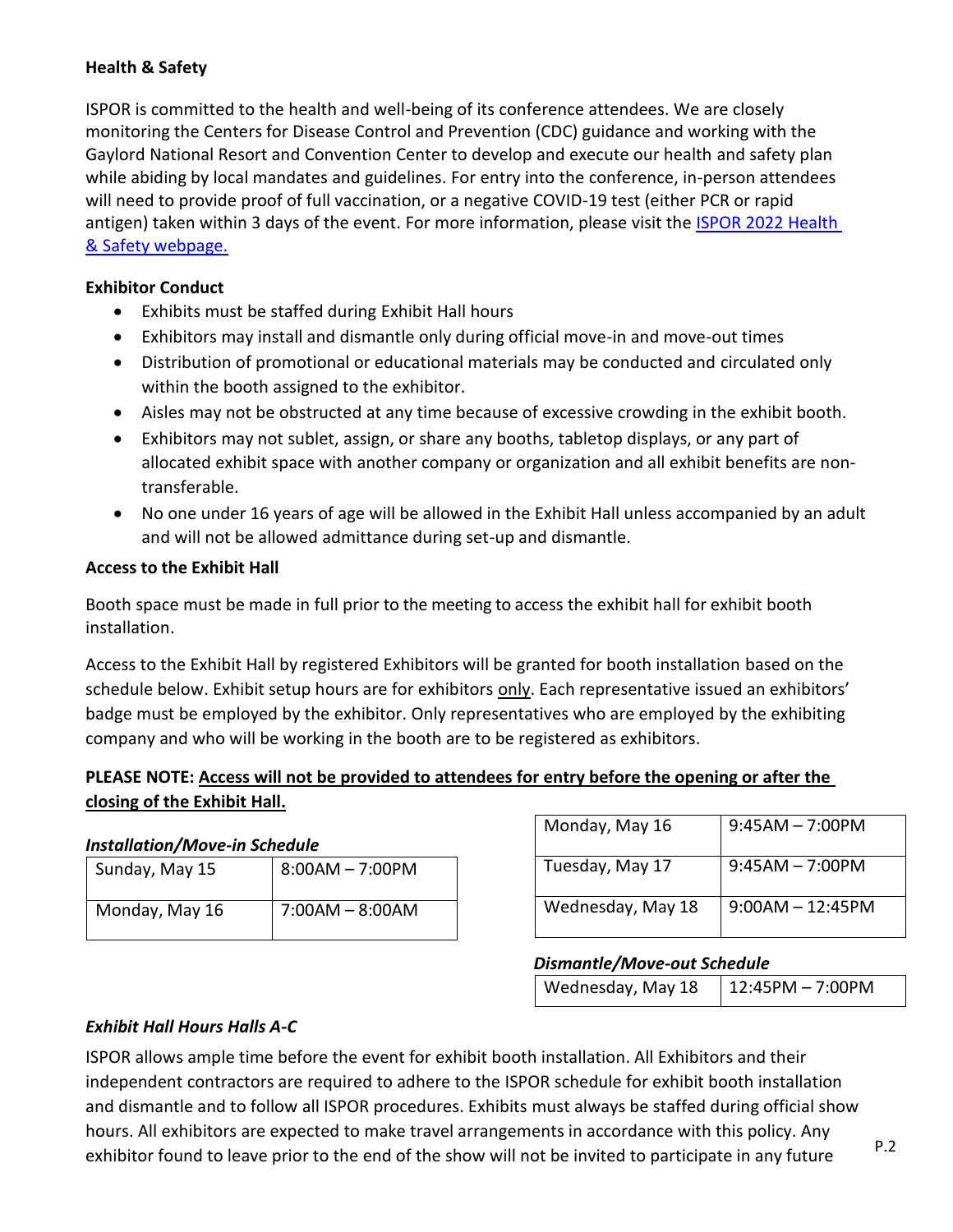**Health & Safety**

ISPOR is committed to the health and well-being of its conference attendees. We are closely monitoring the Centers for Disease Control and Prevention (CDC) guidance and working with the Gaylord National Resort and Convention Center to develop and execute our health and safety plan while abiding by local mandates and guidelines. For entry into the conference, in-person attendees will need to provide proof of full vaccination, or a negative COVID-19 test (either PCR or rapid antigen) taken within 3 days of the event. For more information, please visit the [ISPOR 2022 Health & Safety webpage.]

**Exhibitor Conduct**

- Exhibits must be staffed during Exhibit Hall hours
- Exhibitors may install and dismantle only during official move-in and move-out times
- Distribution of promotional or educational materials may be conducted and circulated only within the booth assigned to the exhibitor.
- Aisles may not be obstructed at any time because of excessive crowding in the exhibit booth.
- Exhibitors may not sublet, assign, or share any booths, tabletop displays, or any part of allocated exhibit space with another company or organization and all exhibit benefits are non-transferable.
- No one under 16 years of age will be allowed in the Exhibit Hall unless accompanied by an adult and will not be allowed admittance during set-up and dismantle.

**Access to the Exhibit Hall**

Booth space must be made in full prior to the meeting to access the exhibit hall for exhibit booth installation.

Access to the Exhibit Hall by registered Exhibitors will be granted for booth installation based on the schedule below. Exhibit setup hours are for exhibitors only. Each representative issued an exhibitors' badge must be employed by the exhibitor. Only representatives who are employed by the exhibiting company and who will be working in the booth are to be registered as exhibitors.

**PLEASE NOTE: Access will not be provided to attendees for entry before the opening or after the closing of the Exhibit Hall.**

***Installation/Move-in Schedule***

| | |
|---|---|
| Sunday, May 15 | 8:00AM – 7:00PM |
| Monday, May 16 | 7:00AM – 8:00AM |

| | |
|---|---|
| Monday, May 16 | 9:45AM – 7:00PM |
| Tuesday, May 17 | 9:45AM – 7:00PM |
| Wednesday, May 18 | 9:00AM – 12:45PM |

***Dismantle/Move-out Schedule***

| | |
|---|---|
| Wednesday, May 18 | 12:45PM – 7:00PM |

***Exhibit Hall Hours Halls A-C***

ISPOR allows ample time before the event for exhibit booth installation. All Exhibitors and their independent contractors are required to adhere to the ISPOR schedule for exhibit booth installation and dismantle and to follow all ISPOR procedures. Exhibits must always be staffed during official show hours. All exhibitors are expected to make travel arrangements in accordance with this policy. Any exhibitor found to leave prior to the end of the show will not be invited to participate in any future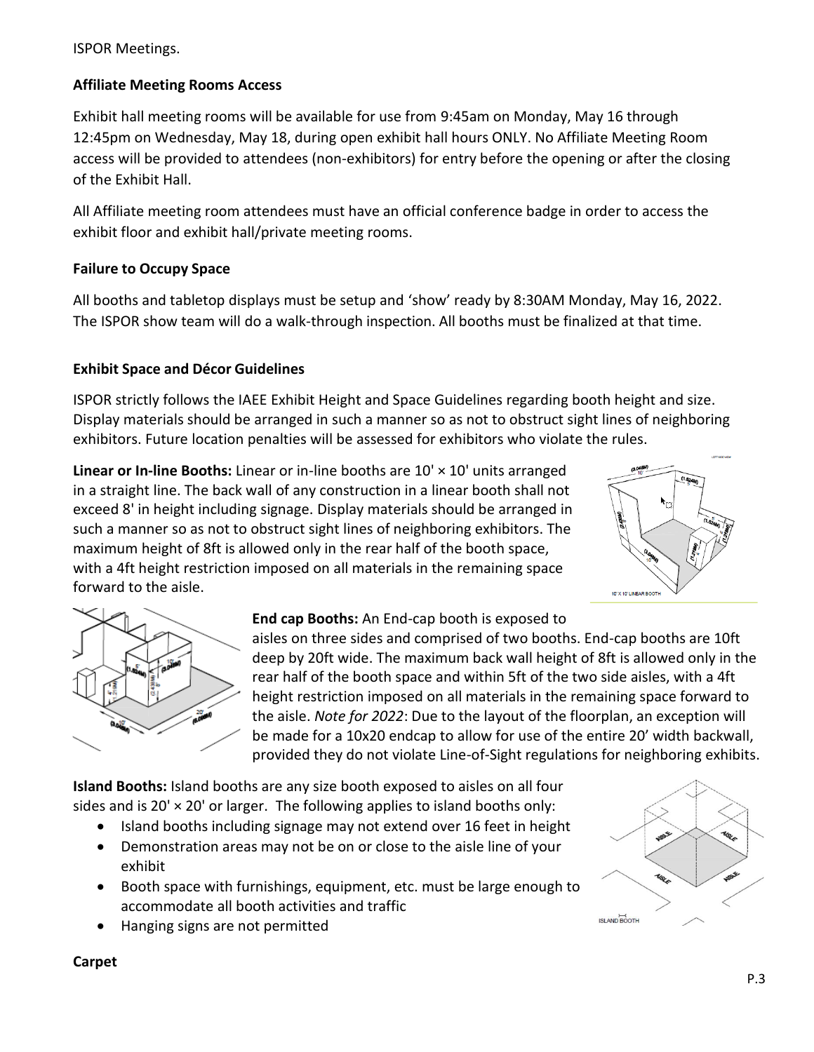ISPOR Meetings.

**Affiliate Meeting Rooms Access**

Exhibit hall meeting rooms will be available for use from 9:45am on Monday, May 16 through 12:45pm on Wednesday, May 18, during open exhibit hall hours ONLY. No Affiliate Meeting Room access will be provided to attendees (non-exhibitors) for entry before the opening or after the closing of the Exhibit Hall.

All Affiliate meeting room attendees must have an official conference badge in order to access the exhibit floor and exhibit hall/private meeting rooms.

**Failure to Occupy Space**

All booths and tabletop displays must be setup and 'show' ready by 8:30AM Monday, May 16, 2022. The ISPOR show team will do a walk-through inspection. All booths must be finalized at that time.

**Exhibit Space and Décor Guidelines**

ISPOR strictly follows the IAEE Exhibit Height and Space Guidelines regarding booth height and size. Display materials should be arranged in such a manner so as not to obstruct sight lines of neighboring exhibitors. Future location penalties will be assessed for exhibitors who violate the rules.

**Linear or In-line Booths:** Linear or in-line booths are 10' × 10' units arranged in a straight line. The back wall of any construction in a linear booth shall not exceed 8' in height including signage. Display materials should be arranged in such a manner so as not to obstruct sight lines of neighboring exhibitors. The maximum height of 8ft is allowed only in the rear half of the booth space, with a 4ft height restriction imposed on all materials in the remaining space forward to the aisle.

**End cap Booths:** An End-cap booth is exposed to aisles on three sides and comprised of two booths. End-cap booths are 10ft deep by 20ft wide. The maximum back wall height of 8ft is allowed only in the rear half of the booth space and within 5ft of the two side aisles, with a 4ft height restriction imposed on all materials in the remaining space forward to the aisle. *Note for 2022*: Due to the layout of the floorplan, an exception will be made for a 10x20 endcap to allow for use of the entire 20' width backwall, provided they do not violate Line-of-Sight regulations for neighboring exhibits.

**Island Booths:** Island booths are any size booth exposed to aisles on all four sides and is 20' × 20' or larger. The following applies to island booths only:

- Island booths including signage may not extend over 16 feet in height
- Demonstration areas may not be on or close to the aisle line of your exhibit
- Booth space with furnishings, equipment, etc. must be large enough to accommodate all booth activities and traffic
- Hanging signs are not permitted

**Carpet**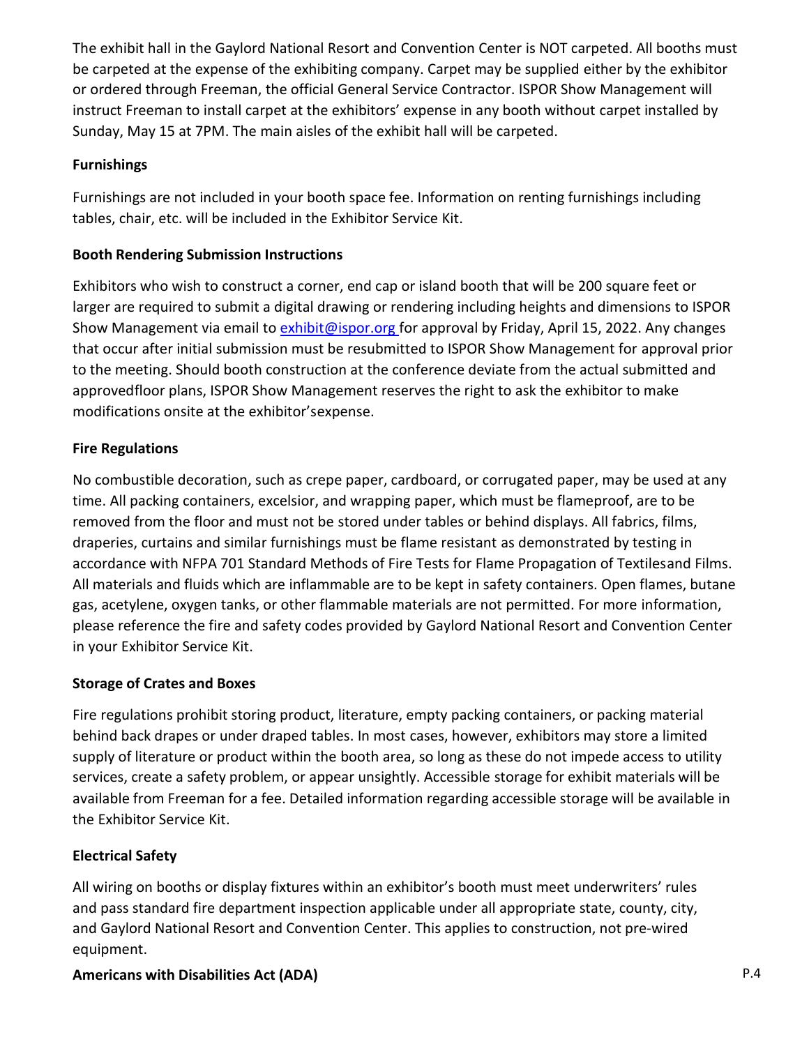The exhibit hall in the Gaylord National Resort and Convention Center is NOT carpeted. All booths must be carpeted at the expense of the exhibiting company. Carpet may be supplied either by the exhibitor or ordered through Freeman, the official General Service Contractor. ISPOR Show Management will instruct Freeman to install carpet at the exhibitors' expense in any booth without carpet installed by Sunday, May 15 at 7PM. The main aisles of the exhibit hall will be carpeted.

**Furnishings**

Furnishings are not included in your booth space fee. Information on renting furnishings including tables, chair, etc. will be included in the Exhibitor Service Kit.

**Booth Rendering Submission Instructions**

Exhibitors who wish to construct a corner, end cap or island booth that will be 200 square feet or larger are required to submit a digital drawing or rendering including heights and dimensions to ISPOR Show Management via email to exhibit@ispor.org for approval by Friday, April 15, 2022. Any changes that occur after initial submission must be resubmitted to ISPOR Show Management for approval prior to the meeting. Should booth construction at the conference deviate from the actual submitted and approvedfloor plans, ISPOR Show Management reserves the right to ask the exhibitor to make modifications onsite at the exhibitor'sexpense.

**Fire Regulations**

No combustible decoration, such as crepe paper, cardboard, or corrugated paper, may be used at any time. All packing containers, excelsior, and wrapping paper, which must be flameproof, are to be removed from the floor and must not be stored under tables or behind displays. All fabrics, films, draperies, curtains and similar furnishings must be flame resistant as demonstrated by testing in accordance with NFPA 701 Standard Methods of Fire Tests for Flame Propagation of Textilesand Films. All materials and fluids which are inflammable are to be kept in safety containers. Open flames, butane gas, acetylene, oxygen tanks, or other flammable materials are not permitted. For more information, please reference the fire and safety codes provided by Gaylord National Resort and Convention Center in your Exhibitor Service Kit.

**Storage of Crates and Boxes**

Fire regulations prohibit storing product, literature, empty packing containers, or packing material behind back drapes or under draped tables. In most cases, however, exhibitors may store a limited supply of literature or product within the booth area, so long as these do not impede access to utility services, create a safety problem, or appear unsightly. Accessible storage for exhibit materials will be available from Freeman for a fee. Detailed information regarding accessible storage will be available in the Exhibitor Service Kit.

**Electrical Safety**

All wiring on booths or display fixtures within an exhibitor's booth must meet underwriters' rules and pass standard fire department inspection applicable under all appropriate state, county, city, and Gaylord National Resort and Convention Center. This applies to construction, not pre-wired equipment.

**Americans with Disabilities Act (ADA)**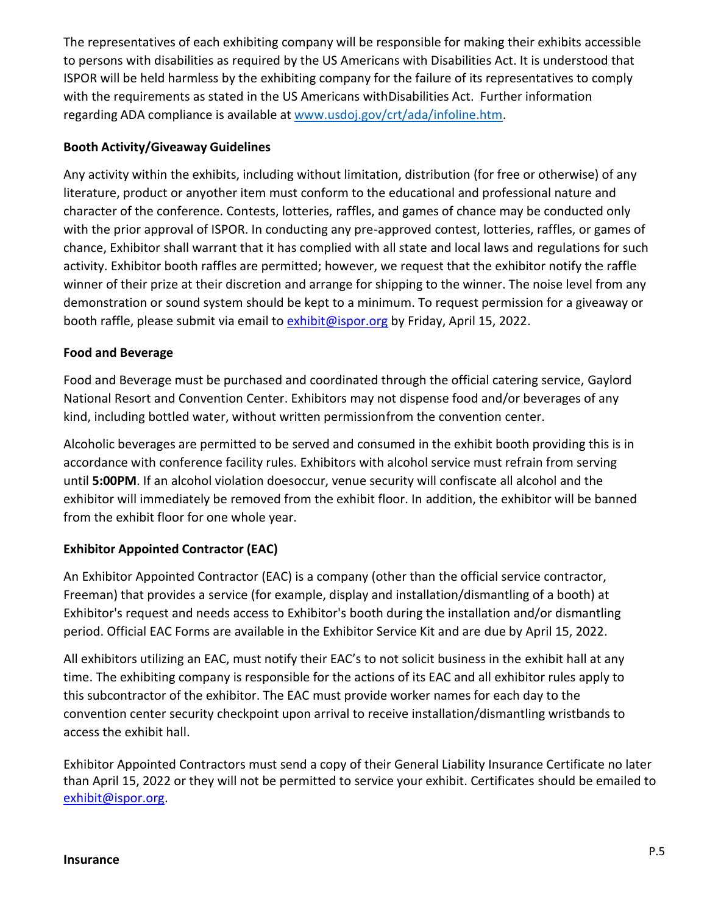The representatives of each exhibiting company will be responsible for making their exhibits accessible to persons with disabilities as required by the US Americans with Disabilities Act. It is understood that ISPOR will be held harmless by the exhibiting company for the failure of its representatives to comply with the requirements as stated in the US Americans withDisabilities Act. Further information regarding ADA compliance is available at [www.usdoj.gov/crt/ada/infoline.htm](www.usdoj.gov/crt/ada/infoline.htm).

**Booth Activity/Giveaway Guidelines**

Any activity within the exhibits, including without limitation, distribution (for free or otherwise) of any literature, product or anyother item must conform to the educational and professional nature and character of the conference. Contests, lotteries, raffles, and games of chance may be conducted only with the prior approval of ISPOR. In conducting any pre-approved contest, lotteries, raffles, or games of chance, Exhibitor shall warrant that it has complied with all state and local laws and regulations for such activity. Exhibitor booth raffles are permitted; however, we request that the exhibitor notify the raffle winner of their prize at their discretion and arrange for shipping to the winner. The noise level from any demonstration or sound system should be kept to a minimum. To request permission for a giveaway or booth raffle, please submit via email to [exhibit@ispor.org](mailto:exhibit@ispor.org) by Friday, April 15, 2022.

**Food and Beverage**

Food and Beverage must be purchased and coordinated through the official catering service, Gaylord National Resort and Convention Center. Exhibitors may not dispense food and/or beverages of any kind, including bottled water, without written permissionfrom the convention center.

Alcoholic beverages are permitted to be served and consumed in the exhibit booth providing this is in accordance with conference facility rules. Exhibitors with alcohol service must refrain from serving until **5:00PM**. If an alcohol violation doesoccur, venue security will confiscate all alcohol and the exhibitor will immediately be removed from the exhibit floor. In addition, the exhibitor will be banned from the exhibit floor for one whole year.

**Exhibitor Appointed Contractor (EAC)**

An Exhibitor Appointed Contractor (EAC) is a company (other than the official service contractor, Freeman) that provides a service (for example, display and installation/dismantling of a booth) at Exhibitor's request and needs access to Exhibitor's booth during the installation and/or dismantling period. Official EAC Forms are available in the Exhibitor Service Kit and are due by April 15, 2022.

All exhibitors utilizing an EAC, must notify their EAC's to not solicit business in the exhibit hall at any time. The exhibiting company is responsible for the actions of its EAC and all exhibitor rules apply to this subcontractor of the exhibitor. The EAC must provide worker names for each day to the convention center security checkpoint upon arrival to receive installation/dismantling wristbands to access the exhibit hall.

Exhibitor Appointed Contractors must send a copy of their General Liability Insurance Certificate no later than April 15, 2022 or they will not be permitted to service your exhibit. Certificates should be emailed to [exhibit@ispor.org](mailto:exhibit@ispor.org).

**Insurance**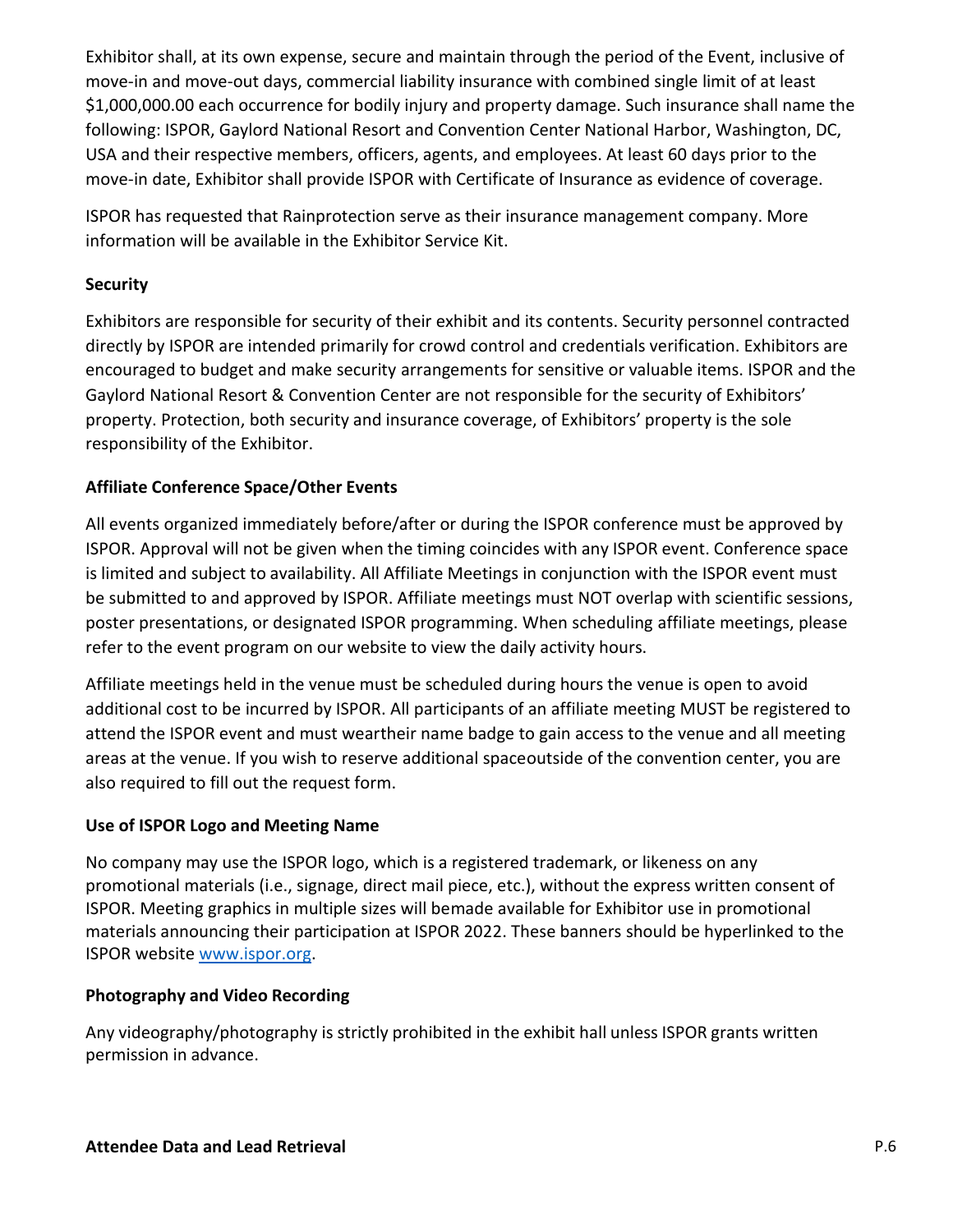Exhibitor shall, at its own expense, secure and maintain through the period of the Event, inclusive of move-in and move-out days, commercial liability insurance with combined single limit of at least $1,000,000.00 each occurrence for bodily injury and property damage. Such insurance shall name the following: ISPOR, Gaylord National Resort and Convention Center National Harbor, Washington, DC, USA and their respective members, officers, agents, and employees. At least 60 days prior to the move-in date, Exhibitor shall provide ISPOR with Certificate of Insurance as evidence of coverage.

ISPOR has requested that Rainprotection serve as their insurance management company. More information will be available in the Exhibitor Service Kit.

**Security**

Exhibitors are responsible for security of their exhibit and its contents. Security personnel contracted directly by ISPOR are intended primarily for crowd control and credentials verification. Exhibitors are encouraged to budget and make security arrangements for sensitive or valuable items. ISPOR and the Gaylord National Resort & Convention Center are not responsible for the security of Exhibitors' property. Protection, both security and insurance coverage, of Exhibitors' property is the sole responsibility of the Exhibitor.

**Affiliate Conference Space/Other Events**

All events organized immediately before/after or during the ISPOR conference must be approved by ISPOR. Approval will not be given when the timing coincides with any ISPOR event. Conference space is limited and subject to availability. All Affiliate Meetings in conjunction with the ISPOR event must be submitted to and approved by ISPOR. Affiliate meetings must NOT overlap with scientific sessions, poster presentations, or designated ISPOR programming. When scheduling affiliate meetings, please refer to the event program on our website to view the daily activity hours.

Affiliate meetings held in the venue must be scheduled during hours the venue is open to avoid additional cost to be incurred by ISPOR. All participants of an affiliate meeting MUST be registered to attend the ISPOR event and must weartheir name badge to gain access to the venue and all meeting areas at the venue. If you wish to reserve additional spaceoutside of the convention center, you are also required to fill out the request form.

**Use of ISPOR Logo and Meeting Name**

No company may use the ISPOR logo, which is a registered trademark, or likeness on any promotional materials (i.e., signage, direct mail piece, etc.), without the express written consent of ISPOR. Meeting graphics in multiple sizes will bemade available for Exhibitor use in promotional materials announcing their participation at ISPOR 2022. These banners should be hyperlinked to the ISPOR website www.ispor.org.

**Photography and Video Recording**

Any videography/photography is strictly prohibited in the exhibit hall unless ISPOR grants written permission in advance.

**Attendee Data and Lead Retrieval**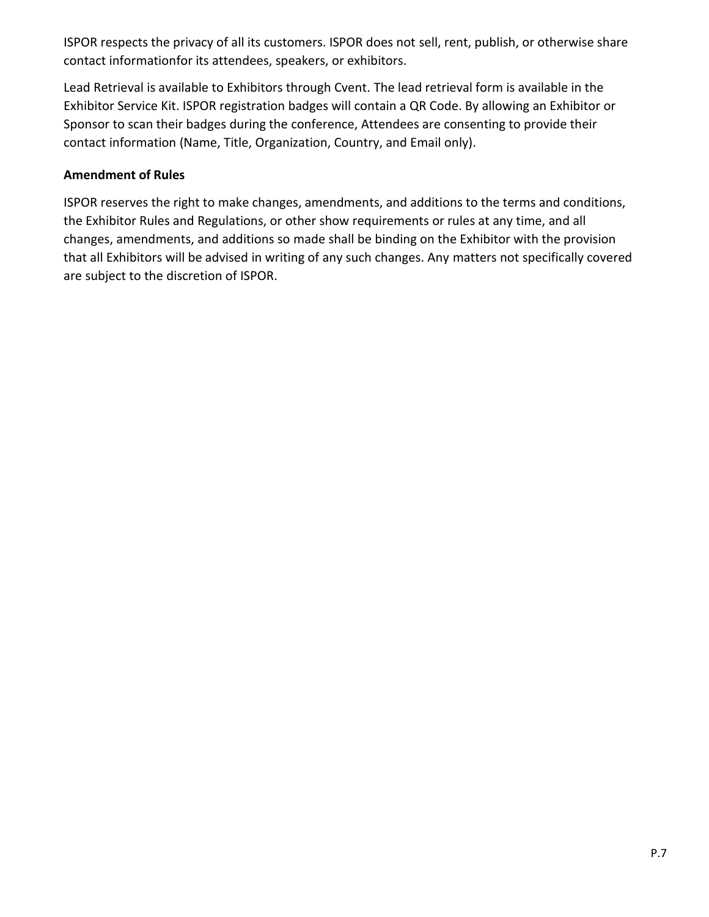ISPOR respects the privacy of all its customers. ISPOR does not sell, rent, publish, or otherwise share contact informationfor its attendees, speakers, or exhibitors.

Lead Retrieval is available to Exhibitors through Cvent. The lead retrieval form is available in the Exhibitor Service Kit. ISPOR registration badges will contain a QR Code. By allowing an Exhibitor or Sponsor to scan their badges during the conference, Attendees are consenting to provide their contact information (Name, Title, Organization, Country, and Email only).

**Amendment of Rules**

ISPOR reserves the right to make changes, amendments, and additions to the terms and conditions, the Exhibitor Rules and Regulations, or other show requirements or rules at any time, and all changes, amendments, and additions so made shall be binding on the Exhibitor with the provision that all Exhibitors will be advised in writing of any such changes. Any matters not specifically covered are subject to the discretion of ISPOR.